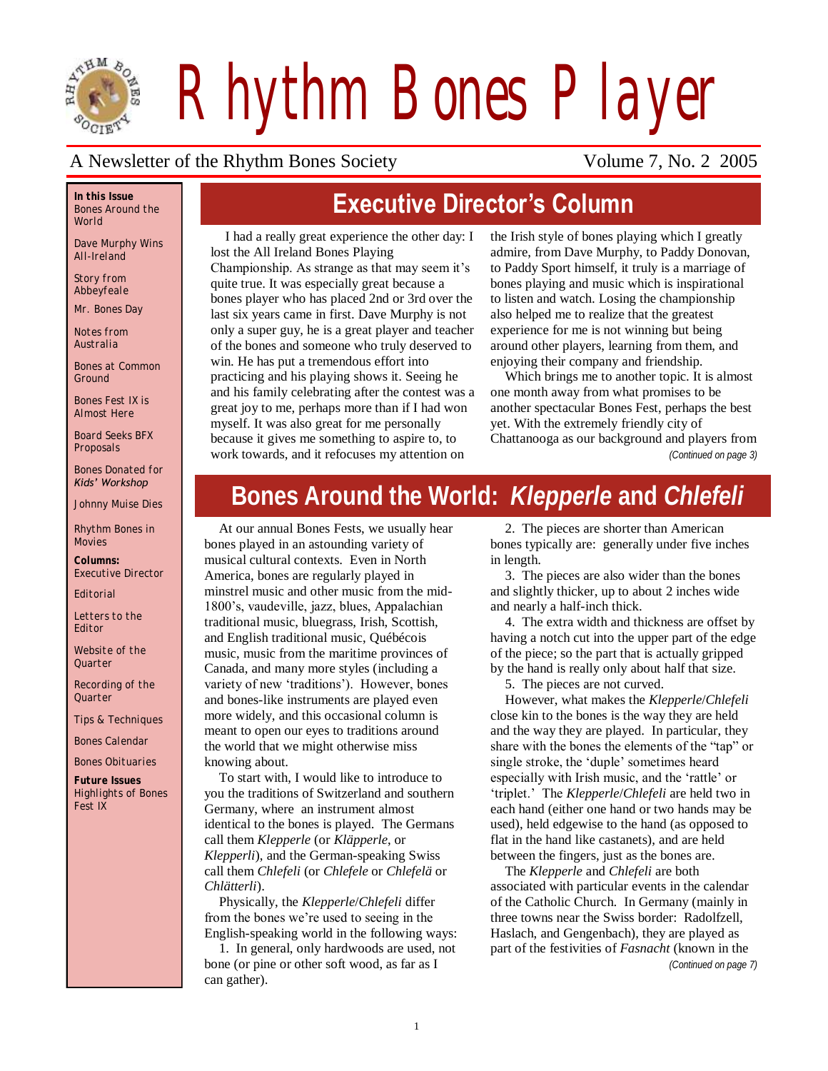# Rhythm Bones Player

A Newsletter of the Rhythm Bones Society — Volume 7, No. 2 2005

**In this Issue**
Bones Around the World

Dave Murphy Wins All-Ireland

Story from Abbeyfeale

Mr. Bones Day

Notes from Australia

Bones at Common Ground

Bones Fest IX is Almost Here

Board Seeks BFX Proposals

Bones Donated for *Kids' Workshop*

Johnny Muise Dies

Rhythm Bones in Movies

**Columns:**
Executive Director

Editorial

Letters to the Editor

Website of the Quarter

Recording of the Quarter

Tips & Techniques

Bones Calendar

Bones Obituaries

**Future Issues**
Highlights of Bones Fest IX

## Executive Director's Column

I had a really great experience the other day: I lost the All Ireland Bones Playing Championship. As strange as that may seem it's quite true. It was especially great because a bones player who has placed 2nd or 3rd over the last six years came in first. Dave Murphy is not only a super guy, he is a great player and teacher of the bones and someone who truly deserved to win. He has put a tremendous effort into practicing and his playing shows it. Seeing he and his family celebrating after the contest was a great joy to me, perhaps more than if I had won myself. It was also great for me personally because it gives me something to aspire to, to work towards, and it refocuses my attention on the Irish style of bones playing which I greatly admire, from Dave Murphy, to Paddy Donovan, to Paddy Sport himself, it truly is a marriage of bones playing and music which is inspirational to listen and watch. Losing the championship also helped me to realize that the greatest experience for me is not winning but being around other players, learning from them, and enjoying their company and friendship.

Which brings me to another topic. It is almost one month away from what promises to be another spectacular Bones Fest, perhaps the best yet. With the extremely friendly city of Chattanooga as our background and players from

*(Continued on page 3)*

## Bones Around the World: *Klepperle* and *Chlefeli*

At our annual Bones Fests, we usually hear bones played in an astounding variety of musical cultural contexts. Even in North America, bones are regularly played in minstrel music and other music from the mid-1800's, vaudeville, jazz, blues, Appalachian traditional music, bluegrass, Irish, Scottish, and English traditional music, Québécois music, music from the maritime provinces of Canada, and many more styles (including a variety of new 'traditions'). However, bones and bones-like instruments are played even more widely, and this occasional column is meant to open our eyes to traditions around the world that we might otherwise miss knowing about.

To start with, I would like to introduce to you the traditions of Switzerland and southern Germany, where an instrument almost identical to the bones is played. The Germans call them *Klepperle* (or *Kläpperle*, or *Klepperli*), and the German-speaking Swiss call them *Chlefeli* (or *Chlefele* or *Chlefelä* or *Chlätterli*).

Physically, the *Klepperle*/*Chlefeli* differ from the bones we're used to seeing in the English-speaking world in the following ways:

1. In general, only hardwoods are used, not bone (or pine or other soft wood, as far as I can gather).

2. The pieces are shorter than American bones typically are: generally under five inches in length.

3. The pieces are also wider than the bones and slightly thicker, up to about 2 inches wide and nearly a half-inch thick.

4. The extra width and thickness are offset by having a notch cut into the upper part of the edge of the piece; so the part that is actually gripped by the hand is really only about half that size.

5. The pieces are not curved.

However, what makes the *Klepperle*/*Chlefeli* close kin to the bones is the way they are held and the way they are played. In particular, they share with the bones the elements of the "tap" or single stroke, the 'duple' sometimes heard especially with Irish music, and the 'rattle' or 'triplet.' The *Klepperle*/*Chlefeli* are held two in each hand (either one hand or two hands may be used), held edgewise to the hand (as opposed to flat in the hand like castanets), and are held between the fingers, just as the bones are.

The *Klepperle* and *Chlefeli* are both associated with particular events in the calendar of the Catholic Church. In Germany (mainly in three towns near the Swiss border: Radolfzell, Haslach, and Gengenbach), they are played as part of the festivities of *Fasnacht* (known in the

*(Continued on page 7)*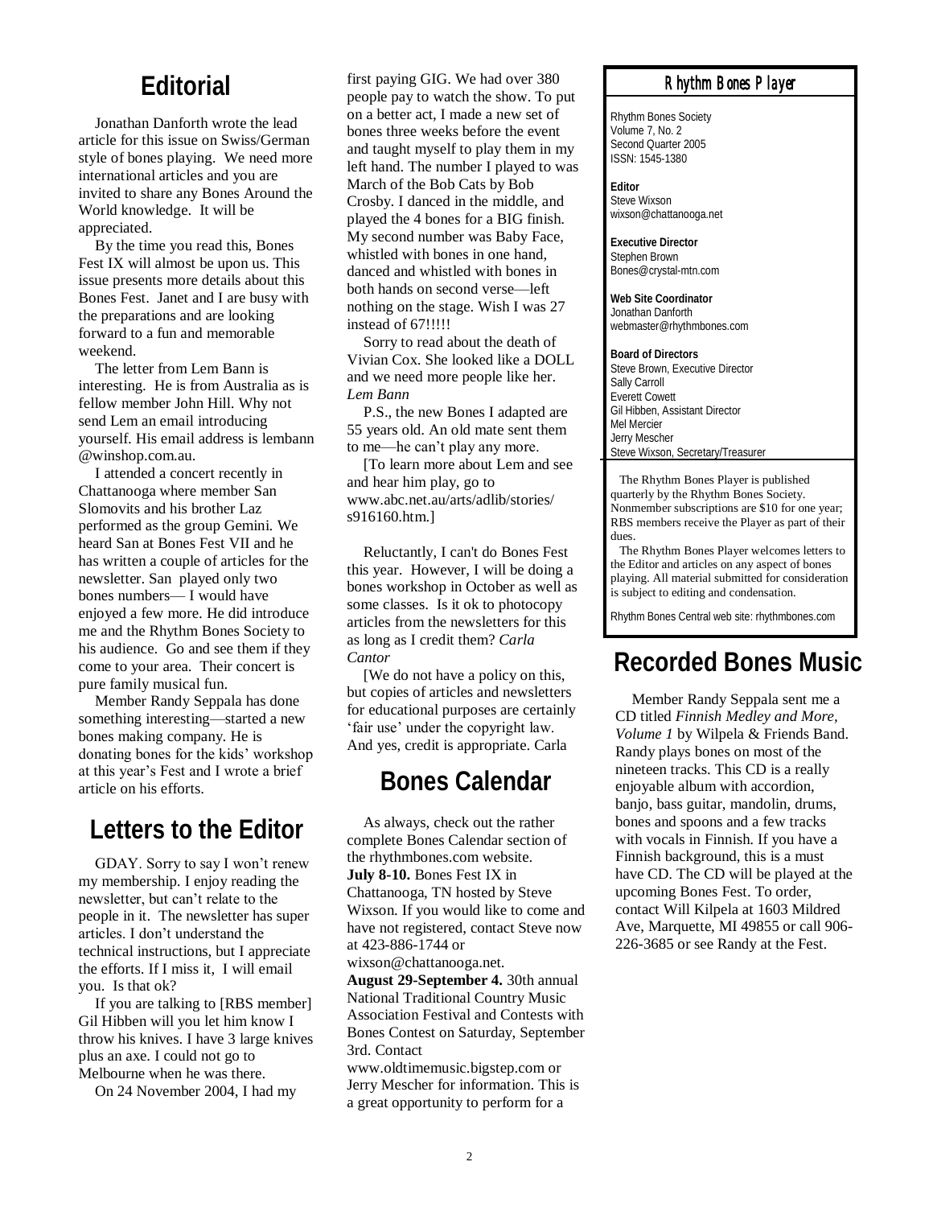# Editorial

Jonathan Danforth wrote the lead article for this issue on Swiss/German style of bones playing. We need more international articles and you are invited to share any Bones Around the World knowledge. It will be appreciated.

By the time you read this, Bones Fest IX will almost be upon us. This issue presents more details about this Bones Fest. Janet and I are busy with the preparations and are looking forward to a fun and memorable weekend.

The letter from Lem Bann is interesting. He is from Australia as is fellow member John Hill. Why not send Lem an email introducing yourself. His email address is lembann @winshop.com.au.

I attended a concert recently in Chattanooga where member San Slomovits and his brother Laz performed as the group Gemini. We heard San at Bones Fest VII and he has written a couple of articles for the newsletter. San played only two bones numbers— I would have enjoyed a few more. He did introduce me and the Rhythm Bones Society to his audience. Go and see them if they come to your area. Their concert is pure family musical fun.

Member Randy Seppala has done something interesting—started a new bones making company. He is donating bones for the kids' workshop at this year's Fest and I wrote a brief article on his efforts.

# Letters to the Editor

GDAY. Sorry to say I won't renew my membership. I enjoy reading the newsletter, but can't relate to the people in it. The newsletter has super articles. I don't understand the technical instructions, but I appreciate the efforts. If I miss it, I will email you. Is that ok?

If you are talking to [RBS member] Gil Hibben will you let him know I throw his knives. I have 3 large knives plus an axe. I could not go to Melbourne when he was there.

On 24 November 2004, I had my first paying GIG. We had over 380 people pay to watch the show. To put on a better act, I made a new set of bones three weeks before the event and taught myself to play them in my left hand. The number I played to was March of the Bob Cats by Bob Crosby. I danced in the middle, and played the 4 bones for a BIG finish. My second number was Baby Face, whistled with bones in one hand, danced and whistled with bones in both hands on second verse—left nothing on the stage. Wish I was 27 instead of 67!!!!!

Sorry to read about the death of Vivian Cox. She looked like a DOLL and we need more people like her. *Lem Bann*

P.S., the new Bones I adapted are 55 years old. An old mate sent them to me—he can't play any more.

[To learn more about Lem and see and hear him play, go to www.abc.net.au/arts/adlib/stories/ s916160.htm.]

Reluctantly, I can't do Bones Fest this year. However, I will be doing a bones workshop in October as well as some classes. Is it ok to photocopy articles from the newsletters for this as long as I credit them? *Carla Cantor*

[We do not have a policy on this, but copies of articles and newsletters for educational purposes are certainly 'fair use' under the copyright law. And yes, credit is appropriate. Carla

# Bones Calendar

As always, check out the rather complete Bones Calendar section of the rhythmbones.com website.

**July 8-10.** Bones Fest IX in Chattanooga, TN hosted by Steve Wixson. If you would like to come and have not registered, contact Steve now at 423-886-1744 or wixson@chattanooga.net.

**August 29-September 4.** 30th annual National Traditional Country Music Association Festival and Contests with Bones Contest on Saturday, September 3rd. Contact www.oldtimemusic.bigstep.com or Jerry Mescher for information. This is a great opportunity to perform for a

## Rhythm Bones Player

Rhythm Bones Society
Volume 7, No. 2
Second Quarter 2005
ISSN: 1545-1380

**Editor**
Steve Wixson
wixson@chattanooga.net

**Executive Director**
Stephen Brown
Bones@crystal-mtn.com

**Web Site Coordinator**
Jonathan Danforth
webmaster@rhythmbones.com

**Board of Directors**
Steve Brown, Executive Director
Sally Carroll
Everett Cowett
Gil Hibben, Assistant Director
Mel Mercier
Jerry Mescher
Steve Wixson, Secretary/Treasurer

The Rhythm Bones Player is published quarterly by the Rhythm Bones Society. Nonmember subscriptions are $10 for one year; RBS members receive the Player as part of their dues.

The Rhythm Bones Player welcomes letters to the Editor and articles on any aspect of bones playing. All material submitted for consideration is subject to editing and condensation.

Rhythm Bones Central web site: rhythmbones.com

# Recorded Bones Music

Member Randy Seppala sent me a CD titled *Finnish Medley and More, Volume 1* by Wilpela & Friends Band. Randy plays bones on most of the nineteen tracks. This CD is a really enjoyable album with accordion, banjo, bass guitar, mandolin, drums, bones and spoons and a few tracks with vocals in Finnish. If you have a Finnish background, this is a must have CD. The CD will be played at the upcoming Bones Fest. To order, contact Will Kilpela at 1603 Mildred Ave, Marquette, MI 49855 or call 906-226-3685 or see Randy at the Fest.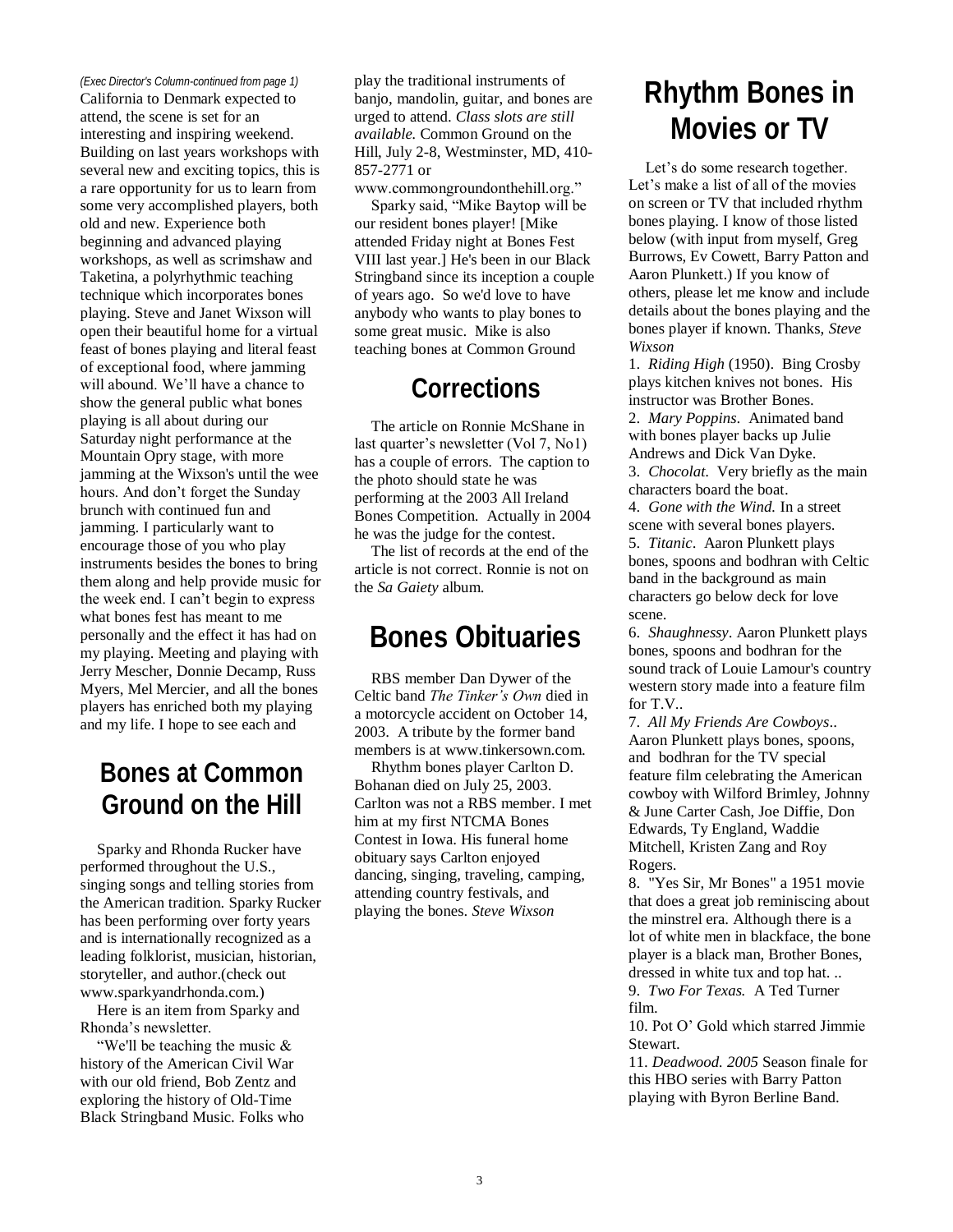*(Exec Director's Column-continued from page 1)*

California to Denmark expected to attend, the scene is set for an interesting and inspiring weekend. Building on last years workshops with several new and exciting topics, this is a rare opportunity for us to learn from some very accomplished players, both old and new. Experience both beginning and advanced playing workshops, as well as scrimshaw and Taketina, a polyrhythmic teaching technique which incorporates bones playing. Steve and Janet Wixson will open their beautiful home for a virtual feast of bones playing and literal feast of exceptional food, where jamming will abound. We'll have a chance to show the general public what bones playing is all about during our Saturday night performance at the Mountain Opry stage, with more jamming at the Wixson's until the wee hours. And don't forget the Sunday brunch with continued fun and jamming. I particularly want to encourage those of you who play instruments besides the bones to bring them along and help provide music for the week end. I can't begin to express what bones fest has meant to me personally and the effect it has had on my playing. Meeting and playing with Jerry Mescher, Donnie Decamp, Russ Myers, Mel Mercier, and all the bones players has enriched both my playing and my life. I hope to see each and

## Bones at Common Ground on the Hill

Sparky and Rhonda Rucker have performed throughout the U.S., singing songs and telling stories from the American tradition. Sparky Rucker has been performing over forty years and is internationally recognized as a leading folklorist, musician, historian, storyteller, and author.(check out www.sparkyandrhonda.com.)

Here is an item from Sparky and Rhonda's newsletter.

"We'll be teaching the music & history of the American Civil War with our old friend, Bob Zentz and exploring the history of Old-Time Black Stringband Music. Folks who play the traditional instruments of banjo, mandolin, guitar, and bones are urged to attend. *Class slots are still available.* Common Ground on the Hill, July 2-8, Westminster, MD, 410-857-2771 or www.commongroundonthehill.org."

Sparky said, "Mike Baytop will be our resident bones player! [Mike attended Friday night at Bones Fest VIII last year.] He's been in our Black Stringband since its inception a couple of years ago. So we'd love to have anybody who wants to play bones to some great music. Mike is also teaching bones at Common Ground

## Corrections

The article on Ronnie McShane in last quarter's newsletter (Vol 7, No1) has a couple of errors. The caption to the photo should state he was performing at the 2003 All Ireland Bones Competition. Actually in 2004 he was the judge for the contest.

The list of records at the end of the article is not correct. Ronnie is not on the *Sa Gaiety* album.

## Bones Obituaries

RBS member Dan Dywer of the Celtic band *The Tinker's Own* died in a motorcycle accident on October 14, 2003. A tribute by the former band members is at www.tinkersown.com.

Rhythm bones player Carlton D. Bohanan died on July 25, 2003. Carlton was not a RBS member. I met him at my first NTCMA Bones Contest in Iowa. His funeral home obituary says Carlton enjoyed dancing, singing, traveling, camping, attending country festivals, and playing the bones. *Steve Wixson*

## Rhythm Bones in Movies or TV

Let's do some research together. Let's make a list of all of the movies on screen or TV that included rhythm bones playing. I know of those listed below (with input from myself, Greg Burrows, Ev Cowett, Barry Patton and Aaron Plunkett.) If you know of others, please let me know and include details about the bones playing and the bones player if known. Thanks, *Steve Wixson*

1. *Riding High* (1950). Bing Crosby plays kitchen knives not bones. His instructor was Brother Bones.
2. *Mary Poppins*. Animated band with bones player backs up Julie Andrews and Dick Van Dyke.
3. *Chocolat.* Very briefly as the main characters board the boat.
4. *Gone with the Wind.* In a street scene with several bones players.
5. *Titanic*. Aaron Plunkett plays bones, spoons and bodhran with Celtic band in the background as main characters go below deck for love scene.
6. *Shaughnessy*. Aaron Plunkett plays bones, spoons and bodhran for the sound track of Louie Lamour's country western story made into a feature film for T.V..
7. *All My Friends Are Cowboys*.. Aaron Plunkett plays bones, spoons, and bodhran for the TV special feature film celebrating the American cowboy with Wilford Brimley, Johnny & June Carter Cash, Joe Diffie, Don Edwards, Ty England, Waddie Mitchell, Kristen Zang and Roy Rogers.
8. "Yes Sir, Mr Bones" a 1951 movie that does a great job reminiscing about the minstrel era. Although there is a lot of white men in blackface, the bone player is a black man, Brother Bones, dressed in white tux and top hat. ..
9. *Two For Texas.* A Ted Turner film.
10. Pot O' Gold which starred Jimmie Stewart.
11. *Deadwood. 2005* Season finale for this HBO series with Barry Patton playing with Byron Berline Band.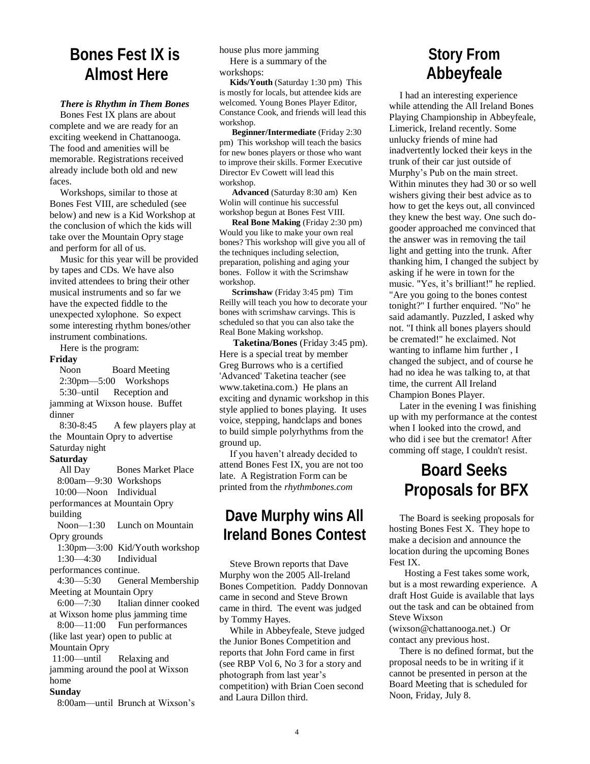# Bones Fest IX is Almost Here

***There is Rhythm in Them Bones***

Bones Fest IX plans are about complete and we are ready for an exciting weekend in Chattanooga. The food and amenities will be memorable. Registrations received already include both old and new faces.

Workshops, similar to those at Bones Fest VIII, are scheduled (see below) and new is a Kid Workshop at the conclusion of the which the kids will take over the Mountain Opry stage and perform for all of us.

Music for this year will be provided by tapes and CDs. We have also invited attendees to bring their other musical instruments and so far we have the expected fiddle to the unexpected xylophone. So expect some interesting rhythm bones/other instrument combinations.

Here is the program:

**Friday**

Noon Board Meeting
2:30pm—5:00 Workshops
5:30–until Reception and jamming at Wixson house. Buffet dinner
8:30-8:45 A few players play at the Mountain Opry to advertise Saturday night

**Saturday**

All Day Bones Market Place
8:00am—9:30 Workshops
10:00—Noon Individual performances at Mountain Opry building
Noon—1:30 Lunch on Mountain Opry grounds
1:30pm—3:00 Kid/Youth workshop
1:30—4:30 Individual performances continue.
4:30—5:30 General Membership Meeting at Mountain Opry
6:00—7:30 Italian dinner cooked at Wixson home plus jamming time
8:00—11:00 Fun performances (like last year) open to public at Mountain Opry
11:00—until Relaxing and jamming around the pool at Wixson home

**Sunday**

8:00am—until Brunch at Wixson's house plus more jamming

Here is a summary of the workshops:

**Kids/Youth** (Saturday 1:30 pm) This is mostly for locals, but attendee kids are welcomed. Young Bones Player Editor, Constance Cook, and friends will lead this workshop.

**Beginner/Intermediate** (Friday 2:30 pm) This workshop will teach the basics for new bones players or those who want to improve their skills. Former Executive Director Ev Cowett will lead this workshop.

**Advanced** (Saturday 8:30 am) Ken Wolin will continue his successful workshop begun at Bones Fest VIII.

**Real Bone Making** (Friday 2:30 pm) Would you like to make your own real bones? This workshop will give you all of the techniques including selection, preparation, polishing and aging your bones. Follow it with the Scrimshaw workshop.

**Scrimshaw** (Friday 3:45 pm) Tim Reilly will teach you how to decorate your bones with scrimshaw carvings. This is scheduled so that you can also take the Real Bone Making workshop.

**Taketina/Bones** (Friday 3:45 pm). Here is a special treat by member Greg Burrows who is a certified 'Advanced' Taketina teacher (see www.taketina.com.) He plans an exciting and dynamic workshop in this style applied to bones playing. It uses voice, stepping, handclaps and bones to build simple polyrhythms from the ground up.

If you haven't already decided to attend Bones Fest IX, you are not too late. A Registration Form can be printed from the *rhythmbones.com*

# Dave Murphy wins All Ireland Bones Contest

Steve Brown reports that Dave Murphy won the 2005 All-Ireland Bones Competition. Paddy Donnovan came in second and Steve Brown came in third. The event was judged by Tommy Hayes.

While in Abbeyfeale, Steve judged the Junior Bones Competition and reports that John Ford came in first (see RBP Vol 6, No 3 for a story and photograph from last year's competition) with Brian Coen second and Laura Dillon third.

# Story From Abbeyfeale

I had an interesting experience while attending the All Ireland Bones Playing Championship in Abbeyfeale, Limerick, Ireland recently. Some unlucky friends of mine had inadvertently locked their keys in the trunk of their car just outside of Murphy's Pub on the main street. Within minutes they had 30 or so well wishers giving their best advice as to how to get the keys out, all convinced they knew the best way. One such do-gooder approached me convinced that the answer was in removing the tail light and getting into the trunk. After thanking him, I changed the subject by asking if he were in town for the music. "Yes, it's brilliant!" he replied. "Are you going to the bones contest tonight?" I further enquired. "No" he said adamantly. Puzzled, I asked why not. "I think all bones players should be cremated!" he exclaimed. Not wanting to inflame him further , I changed the subject, and of course he had no idea he was talking to, at that time, the current All Ireland Champion Bones Player.

Later in the evening I was finishing up with my performance at the contest when I looked into the crowd, and who did i see but the cremator! After comming off stage, I couldn't resist.

# Board Seeks Proposals for BFX

The Board is seeking proposals for hosting Bones Fest X. They hope to make a decision and announce the location during the upcoming Bones Fest IX.

Hosting a Fest takes some work, but is a most rewarding experience. A draft Host Guide is available that lays out the task and can be obtained from Steve Wixson (wixson@chattanooga.net.) Or contact any previous host.

There is no defined format, but the proposal needs to be in writing if it cannot be presented in person at the Board Meeting that is scheduled for Noon, Friday, July 8.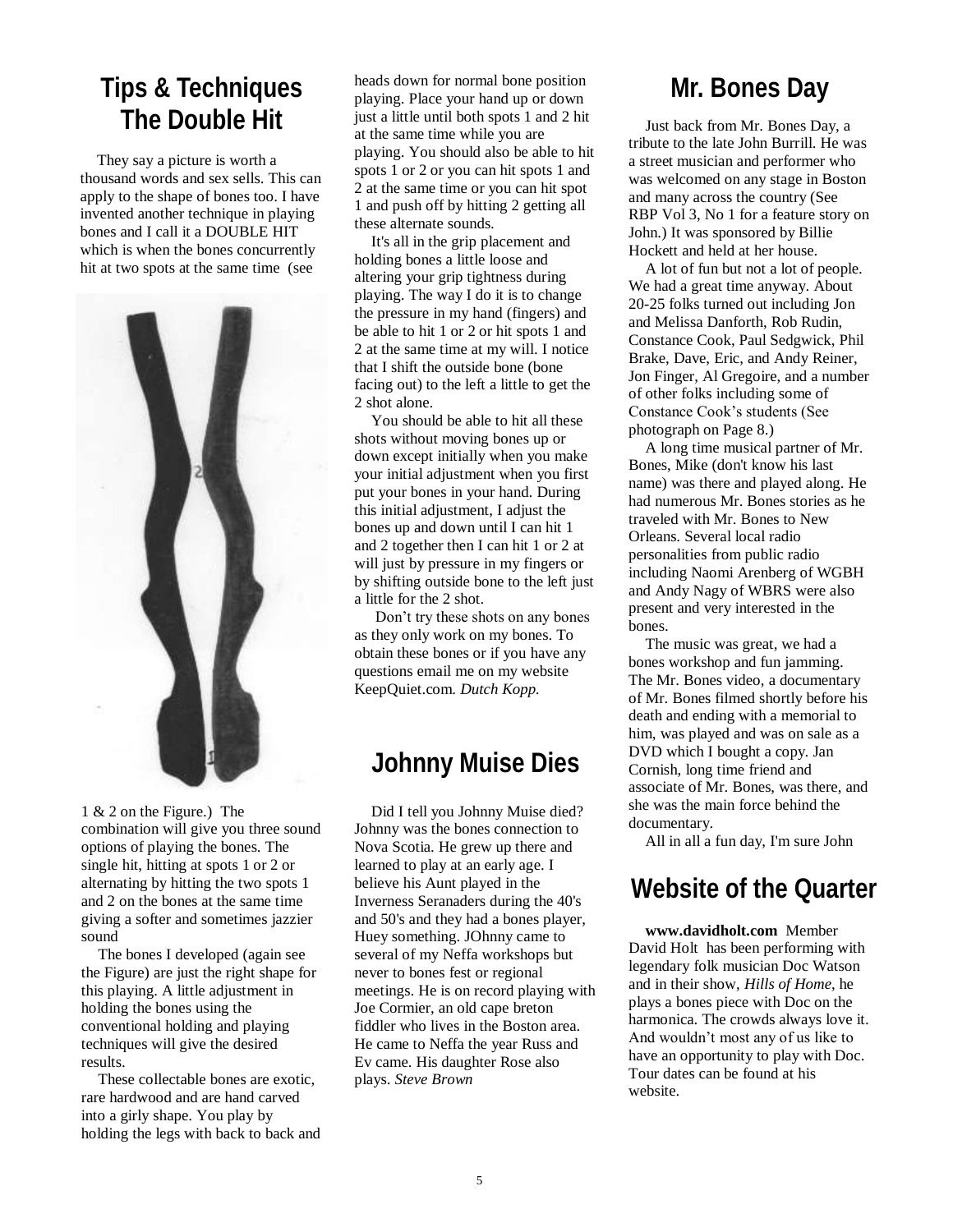## Tips & Techniques The Double Hit

They say a picture is worth a thousand words and sex sells. This can apply to the shape of bones too. I have invented another technique in playing bones and I call it a DOUBLE HIT which is when the bones concurrently hit at two spots at the same time (see 1 & 2 on the Figure.) The combination will give you three sound options of playing the bones. The single hit, hitting at spots 1 or 2 or alternating by hitting the two spots 1 and 2 on the bones at the same time giving a softer and sometimes jazzier sound

The bones I developed (again see the Figure) are just the right shape for this playing. A little adjustment in holding the bones using the conventional holding and playing techniques will give the desired results.

These collectable bones are exotic, rare hardwood and are hand carved into a girly shape. You play by holding the legs with back to back and heads down for normal bone position playing. Place your hand up or down just a little until both spots 1 and 2 hit at the same time while you are playing. You should also be able to hit spots 1 or 2 or you can hit spots 1 and 2 at the same time or you can hit spot 1 and push off by hitting 2 getting all these alternate sounds.

It's all in the grip placement and holding bones a little loose and altering your grip tightness during playing. The way I do it is to change the pressure in my hand (fingers) and be able to hit 1 or 2 or hit spots 1 and 2 at the same time at my will. I notice that I shift the outside bone (bone facing out) to the left a little to get the 2 shot alone.

You should be able to hit all these shots without moving bones up or down except initially when you make your initial adjustment when you first put your bones in your hand. During this initial adjustment, I adjust the bones up and down until I can hit 1 and 2 together then I can hit 1 or 2 at will just by pressure in my fingers or by shifting outside bone to the left just a little for the 2 shot.

Don't try these shots on any bones as they only work on my bones. To obtain these bones or if you have any questions email me on my website KeepQuiet.com. *Dutch Kopp.*

## Johnny Muise Dies

Did I tell you Johnny Muise died? Johnny was the bones connection to Nova Scotia. He grew up there and learned to play at an early age. I believe his Aunt played in the Inverness Seranaders during the 40's and 50's and they had a bones player, Huey something. JOhnny came to several of my Neffa workshops but never to bones fest or regional meetings. He is on record playing with Joe Cormier, an old cape breton fiddler who lives in the Boston area. He came to Neffa the year Russ and Ev came. His daughter Rose also plays. *Steve Brown*

## Mr. Bones Day

Just back from Mr. Bones Day, a tribute to the late John Burrill. He was a street musician and performer who was welcomed on any stage in Boston and many across the country (See RBP Vol 3, No 1 for a feature story on John.) It was sponsored by Billie Hockett and held at her house.

A lot of fun but not a lot of people. We had a great time anyway. About 20-25 folks turned out including Jon and Melissa Danforth, Rob Rudin, Constance Cook, Paul Sedgwick, Phil Brake, Dave, Eric, and Andy Reiner, Jon Finger, Al Gregoire, and a number of other folks including some of Constance Cook's students (See photograph on Page 8.)

A long time musical partner of Mr. Bones, Mike (don't know his last name) was there and played along. He had numerous Mr. Bones stories as he traveled with Mr. Bones to New Orleans. Several local radio personalities from public radio including Naomi Arenberg of WGBH and Andy Nagy of WBRS were also present and very interested in the bones.

The music was great, we had a bones workshop and fun jamming. The Mr. Bones video, a documentary of Mr. Bones filmed shortly before his death and ending with a memorial to him, was played and was on sale as a DVD which I bought a copy. Jan Cornish, long time friend and associate of Mr. Bones, was there, and she was the main force behind the documentary.

All in all a fun day, I'm sure John

## Website of the Quarter

**www.davidholt.com** Member David Holt has been performing with legendary folk musician Doc Watson and in their show, *Hills of Home,* he plays a bones piece with Doc on the harmonica. The crowds always love it. And wouldn't most any of us like to have an opportunity to play with Doc. Tour dates can be found at his website.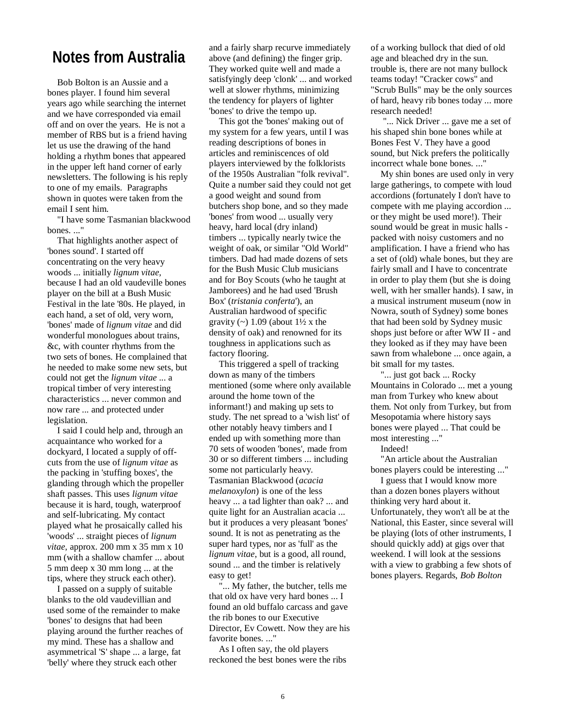# Notes from Australia

Bob Bolton is an Aussie and a bones player. I found him several years ago while searching the internet and we have corresponded via email off and on over the years. He is not a member of RBS but is a friend having let us use the drawing of the hand holding a rhythm bones that appeared in the upper left hand corner of early newsletters. The following is his reply to one of my emails. Paragraphs shown in quotes were taken from the email I sent him.

"I have some Tasmanian blackwood bones. ..."

That highlights another aspect of 'bones sound'. I started off concentrating on the very heavy woods ... initially *lignum vitae,* because I had an old vaudeville bones player on the bill at a Bush Music Festival in the late '80s. He played, in each hand, a set of old, very worn, 'bones' made of *lignum vitae* and did wonderful monologues about trains, &c, with counter rhythms from the two sets of bones. He complained that he needed to make some new sets, but could not get the *lignum vitae* ... a tropical timber of very interesting characteristics ... never common and now rare ... and protected under legislation.

I said I could help and, through an acquaintance who worked for a dockyard, I located a supply of off-cuts from the use of *lignum vitae* as the packing in 'stuffing boxes', the glanding through which the propeller shaft passes. This uses *lignum vitae* because it is hard, tough, waterproof and self-lubricating. My contact played what he prosaically called his 'woods' ... straight pieces of *lignum vitae*, approx. 200 mm x 35 mm x 10 mm (with a shallow chamfer ... about 5 mm deep x 30 mm long ... at the tips, where they struck each other).

I passed on a supply of suitable blanks to the old vaudevillian and used some of the remainder to make 'bones' to designs that had been playing around the further reaches of my mind. These has a shallow and asymmetrical 'S' shape ... a large, fat 'belly' where they struck each other and a fairly sharp recurve immediately above (and defining) the finger grip. They worked quite well and made a satisfyingly deep 'clonk' ... and worked well at slower rhythms, minimizing the tendency for players of lighter 'bones' to drive the tempo up.

This got the 'bones' making out of my system for a few years, until I was reading descriptions of bones in articles and reminiscences of old players interviewed by the folklorists of the 1950s Australian "folk revival". Quite a number said they could not get a good weight and sound from butchers shop bone, and so they made 'bones' from wood ... usually very heavy, hard local (dry inland) timbers ... typically nearly twice the weight of oak, or similar "Old World" timbers. Dad had made dozens of sets for the Bush Music Club musicians and for Boy Scouts (who he taught at Jamborees) and he had used 'Brush Box' (*tristania conferta*'), an Australian hardwood of specific gravity (~) 1.09 (about 1½ x the density of oak) and renowned for its toughness in applications such as factory flooring.

This triggered a spell of tracking down as many of the timbers mentioned (some where only available around the home town of the informant!) and making up sets to study. The net spread to a 'wish list' of other notably heavy timbers and I ended up with something more than 70 sets of wooden 'bones', made from 30 or so different timbers ... including some not particularly heavy. Tasmanian Blackwood (*acacia melanoxylon*) is one of the less heavy ... a tad lighter than oak? ... and quite light for an Australian acacia ... but it produces a very pleasant 'bones' sound. It is not as penetrating as the super hard types, nor as 'full' as the *lignum vitae*, but is a good, all round, sound ... and the timber is relatively easy to get!

"... My father, the butcher, tells me that old ox have very hard bones ... I found an old buffalo carcass and gave the rib bones to our Executive Director, Ev Cowett. Now they are his favorite bones. ..."

As I often say, the old players reckoned the best bones were the ribs of a working bullock that died of old age and bleached dry in the sun. trouble is, there are not many bullock teams today! "Cracker cows" and "Scrub Bulls" may be the only sources of hard, heavy rib bones today ... more research needed!

"... Nick Driver ... gave me a set of his shaped shin bone bones while at Bones Fest V. They have a good sound, but Nick prefers the politically incorrect whale bone bones. ..."

My shin bones are used only in very large gatherings, to compete with loud accordions (fortunately I don't have to compete with me playing accordion ... or they might be used more!). Their sound would be great in music halls - packed with noisy customers and no amplification. I have a friend who has a set of (old) whale bones, but they are fairly small and I have to concentrate in order to play them (but she is doing well, with her smaller hands). I saw, in a musical instrument museum (now in Nowra, south of Sydney) some bones that had been sold by Sydney music shops just before or after WW II - and they looked as if they may have been sawn from whalebone ... once again, a bit small for my tastes.

"... just got back ... Rocky Mountains in Colorado ... met a young man from Turkey who knew about them. Not only from Turkey, but from Mesopotamia where history says bones were played ... That could be most interesting ..."

Indeed!

"An article about the Australian bones players could be interesting ..."

I guess that I would know more than a dozen bones players without thinking very hard about it. Unfortunately, they won't all be at the National, this Easter, since several will be playing (lots of other instruments, I should quickly add) at gigs over that weekend. I will look at the sessions with a view to grabbing a few shots of bones players. Regards, *Bob Bolton*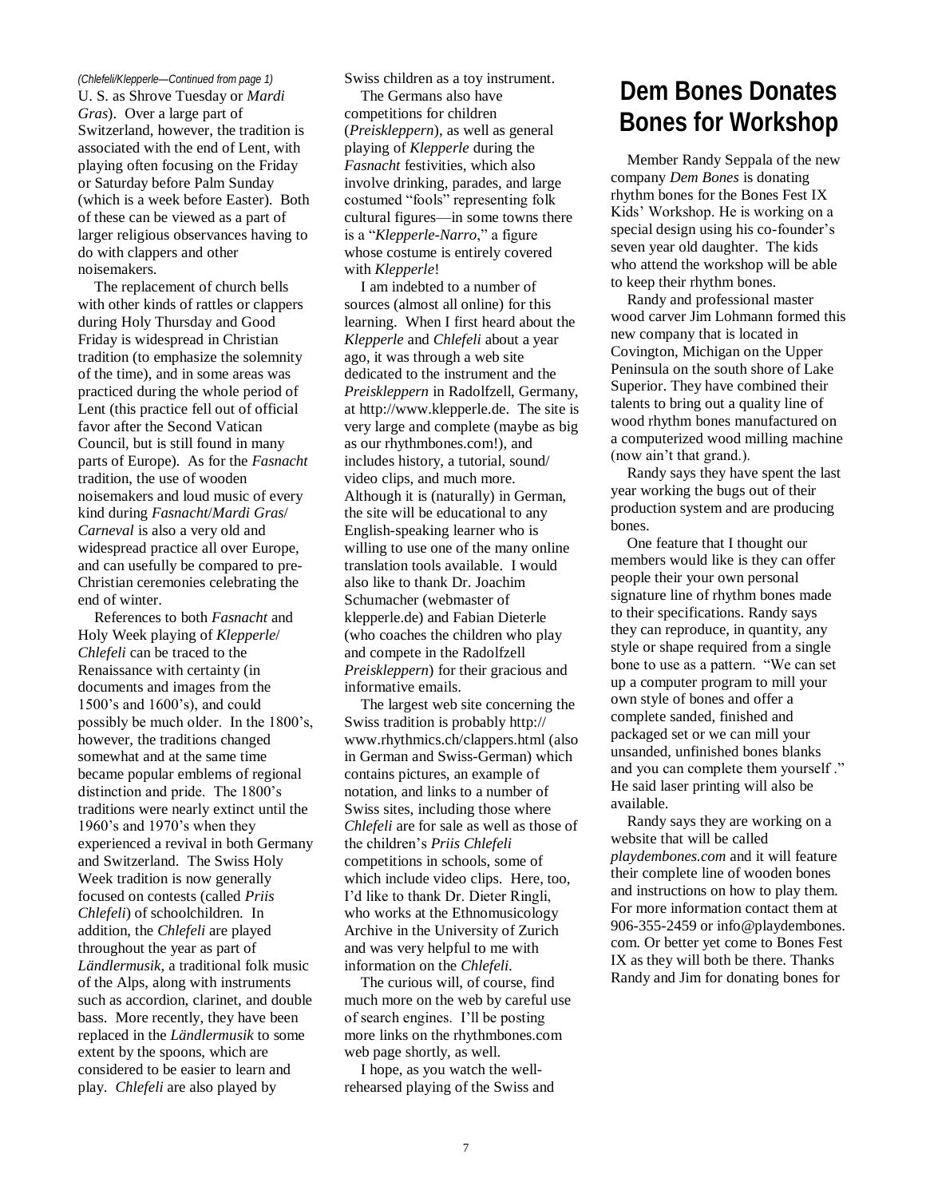*(Chlefeli/Klepperle—Continued from page 1)*

U. S. as Shrove Tuesday or *Mardi Gras*). Over a large part of Switzerland, however, the tradition is associated with the end of Lent, with playing often focusing on the Friday or Saturday before Palm Sunday (which is a week before Easter). Both of these can be viewed as a part of larger religious observances having to do with clappers and other noisemakers.

The replacement of church bells with other kinds of rattles or clappers during Holy Thursday and Good Friday is widespread in Christian tradition (to emphasize the solemnity of the time), and in some areas was practiced during the whole period of Lent (this practice fell out of official favor after the Second Vatican Council, but is still found in many parts of Europe). As for the *Fasnacht* tradition, the use of wooden noisemakers and loud music of every kind during *Fasnacht*/*Mardi Gras*/*Carneval* is also a very old and widespread practice all over Europe, and can usefully be compared to pre-Christian ceremonies celebrating the end of winter.

References to both *Fasnacht* and Holy Week playing of *Klepperle*/*Chlefeli* can be traced to the Renaissance with certainty (in documents and images from the 1500's and 1600's), and could possibly be much older. In the 1800's, however, the traditions changed somewhat and at the same time became popular emblems of regional distinction and pride. The 1800's traditions were nearly extinct until the 1960's and 1970's when they experienced a revival in both Germany and Switzerland. The Swiss Holy Week tradition is now generally focused on contests (called *Priis Chlefeli*) of schoolchildren. In addition, the *Chlefeli* are played throughout the year as part of *Ländlermusik*, a traditional folk music of the Alps, along with instruments such as accordion, clarinet, and double bass. More recently, they have been replaced in the *Ländlermusik* to some extent by the spoons, which are considered to be easier to learn and play. *Chlefeli* are also played by Swiss children as a toy instrument.

The Germans also have competitions for children (*Preiskleppern*), as well as general playing of *Klepperle* during the *Fasnacht* festivities, which also involve drinking, parades, and large costumed "fools" representing folk cultural figures—in some towns there is a "*Klepperle-Narro*," a figure whose costume is entirely covered with *Klepperle*!

I am indebted to a number of sources (almost all online) for this learning. When I first heard about the *Klepperle* and *Chlefeli* about a year ago, it was through a web site dedicated to the instrument and the *Preiskleppern* in Radolfzell, Germany, at http://www.klepperle.de. The site is very large and complete (maybe as big as our rhythmbones.com!), and includes history, a tutorial, sound/video clips, and much more. Although it is (naturally) in German, the site will be educational to any English-speaking learner who is willing to use one of the many online translation tools available. I would also like to thank Dr. Joachim Schumacher (webmaster of klepperle.de) and Fabian Dieterle (who coaches the children who play and compete in the Radolfzell *Preiskleppern*) for their gracious and informative emails.

The largest web site concerning the Swiss tradition is probably http://www.rhythmics.ch/clappers.html (also in German and Swiss-German) which contains pictures, an example of notation, and links to a number of Swiss sites, including those where *Chlefeli* are for sale as well as those of the children's *Priis Chlefeli* competitions in schools, some of which include video clips. Here, too, I'd like to thank Dr. Dieter Ringli, who works at the Ethnomusicology Archive in the University of Zurich and was very helpful to me with information on the *Chlefeli*.

The curious will, of course, find much more on the web by careful use of search engines. I'll be posting more links on the rhythmbones.com web page shortly, as well.

I hope, as you watch the well-rehearsed playing of the Swiss and

# Dem Bones Donates Bones for Workshop

Member Randy Seppala of the new company *Dem Bones* is donating rhythm bones for the Bones Fest IX Kids' Workshop. He is working on a special design using his co-founder's seven year old daughter. The kids who attend the workshop will be able to keep their rhythm bones.

Randy and professional master wood carver Jim Lohmann formed this new company that is located in Covington, Michigan on the Upper Peninsula on the south shore of Lake Superior. They have combined their talents to bring out a quality line of wood rhythm bones manufactured on a computerized wood milling machine (now ain't that grand.).

Randy says they have spent the last year working the bugs out of their production system and are producing bones.

One feature that I thought our members would like is they can offer people their your own personal signature line of rhythm bones made to their specifications. Randy says they can reproduce, in quantity, any style or shape required from a single bone to use as a pattern. "We can set up a computer program to mill your own style of bones and offer a complete sanded, finished and packaged set or we can mill your unsanded, unfinished bones blanks and you can complete them yourself ." He said laser printing will also be available.

Randy says they are working on a website that will be called *playdembones.com* and it will feature their complete line of wooden bones and instructions on how to play them. For more information contact them at 906-355-2459 or info@playdembones.com. Or better yet come to Bones Fest IX as they will both be there. Thanks Randy and Jim for donating bones for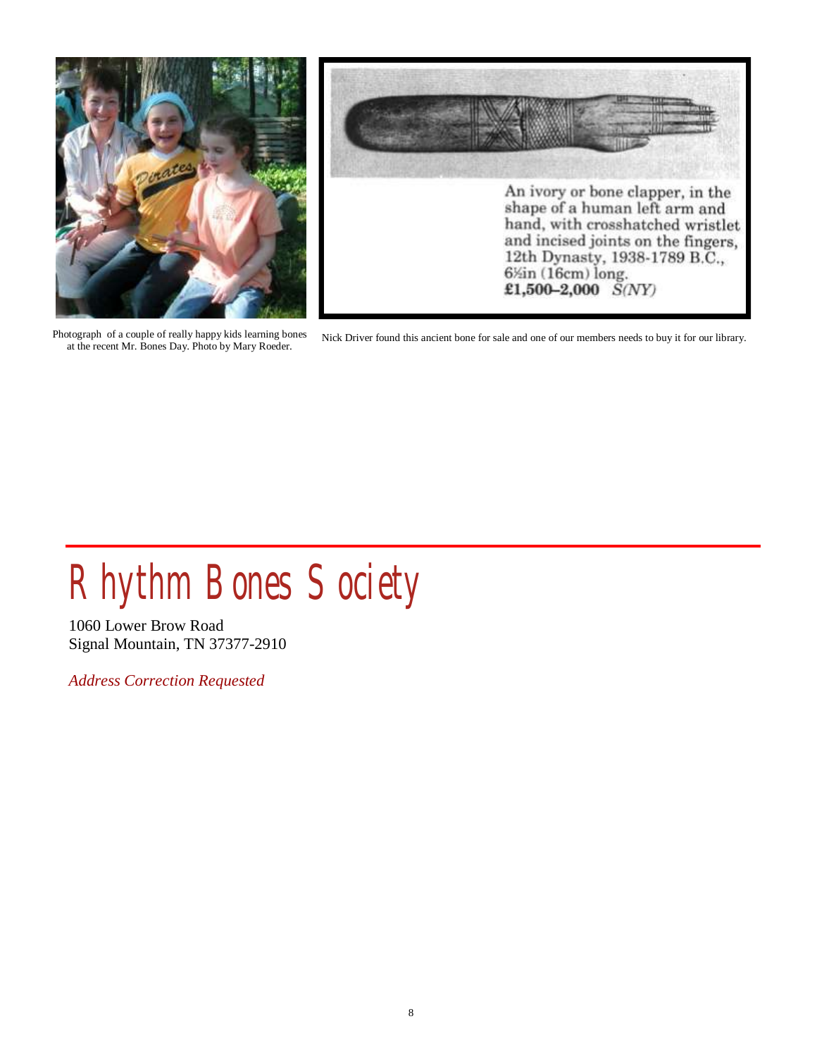Photograph of a couple of really happy kids learning bones at the recent Mr. Bones Day. Photo by Mary Roeder.

An ivory or bone clapper, in the shape of a human left arm and hand, with crosshatched wristlet and incised joints on the fingers, 12th Dynasty, 1938-1789 B.C., 6½in (16cm) long.
**£1,500–2,000** *S(NY)*

Nick Driver found this ancient bone for sale and one of our members needs to buy it for our library.

# Rhythm Bones Society

1060 Lower Brow Road
Signal Mountain, TN 37377-2910

*Address Correction Requested*